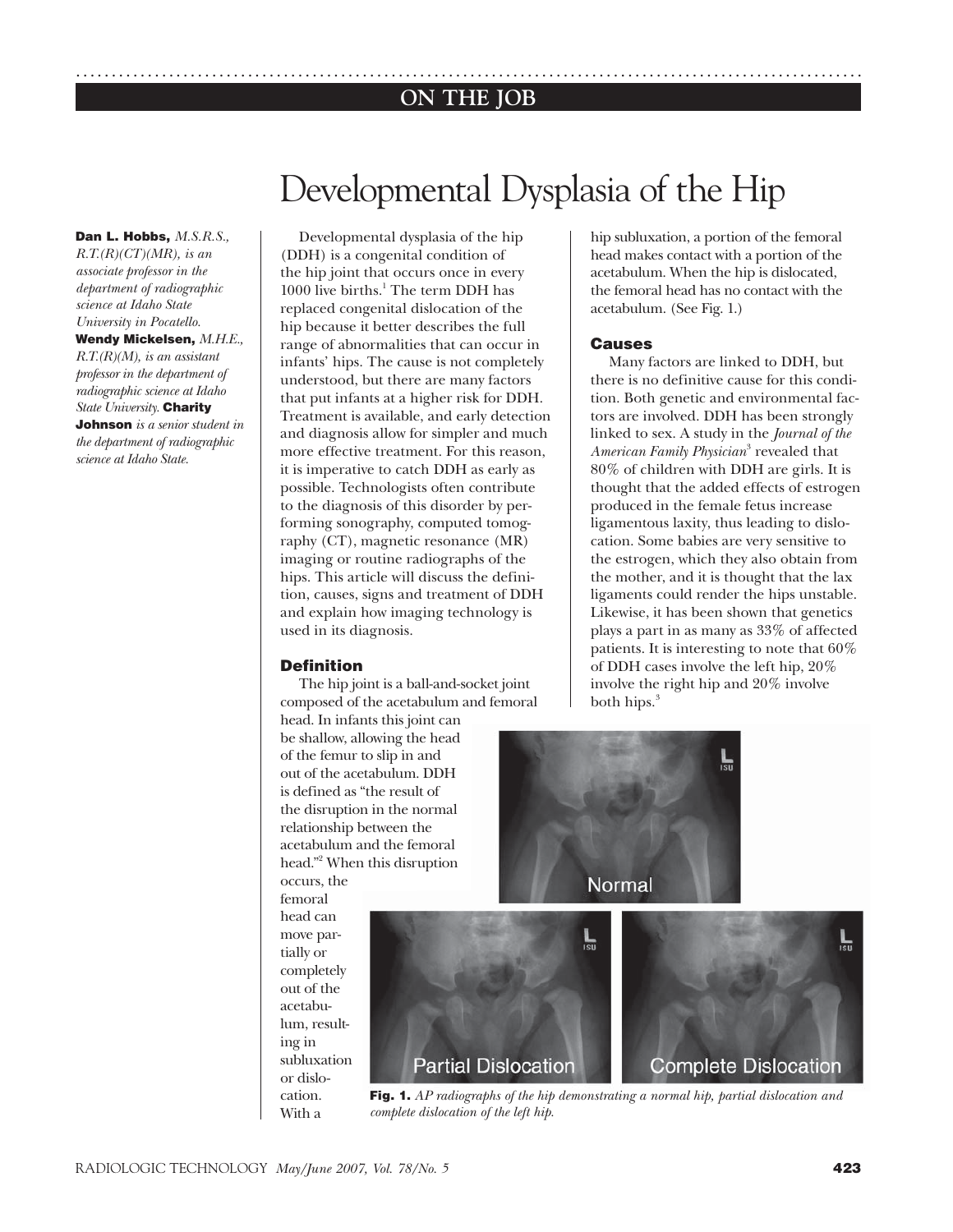ON THE JOB

# Developmental Dysplasia of the Hip

**Dan L. Hobbs,** *M.S.R.S., R.T.(R)(CT)(MR), is an associate professor in the department of radiographic science at Idaho State University in Pocatello.* **Wendy Mickelsen,** *M.H.E., R.T.(R)(M), is an assistant professor in the department of radiographic science at Idaho State University.* **Charity Johnson** *is a senior student in the department of radiographic science at Idaho State.*

Developmental dysplasia of the hip (DDH) is a congenital condition of the hip joint that occurs once in every 1000 live births.[1] The term DDH has replaced congenital dislocation of the hip because it better describes the full range of abnormalities that can occur in infants' hips. The cause is not completely understood, but there are many factors that put infants at a higher risk for DDH. Treatment is available, and early detection and diagnosis allow for simpler and much more effective treatment. For this reason, it is imperative to catch DDH as early as possible. Technologists often contribute to the diagnosis of this disorder by performing sonography, computed tomography (CT), magnetic resonance (MR) imaging or routine radiographs of the hips. This article will discuss the definition, causes, signs and treatment of DDH and explain how imaging technology is used in its diagnosis.

## Definition

The hip joint is a ball-and-socket joint composed of the acetabulum and femoral head. In infants this joint can be shallow, allowing the head of the femur to slip in and out of the acetabulum. DDH is defined as "the result of the disruption in the normal relationship between the acetabulum and the femoral head."[2] When this disruption occurs, the femoral head can move partially or completely out of the acetabulum, resulting in subluxation or dislocation. With a hip subluxation, a portion of the femoral head makes contact with a portion of the acetabulum. When the hip is dislocated, the femoral head has no contact with the acetabulum. (See Fig. 1.)

## Causes

Many factors are linked to DDH, but there is no definitive cause for this condition. Both genetic and environmental factors are involved. DDH has been strongly linked to sex. A study in the *Journal of the American Family Physician*[3] revealed that 80% of children with DDH are girls. It is thought that the added effects of estrogen produced in the female fetus increase ligamentous laxity, thus leading to dislocation. Some babies are very sensitive to the estrogen, which they also obtain from the mother, and it is thought that the lax ligaments could render the hips unstable. Likewise, it has been shown that genetics plays a part in as many as 33% of affected patients. It is interesting to note that 60% of DDH cases involve the left hip, 20% involve the right hip and 20% involve both hips.[3]

**Fig. 1.** *AP radiographs of the hip demonstrating a normal hip, partial dislocation and complete dislocation of the left hip.*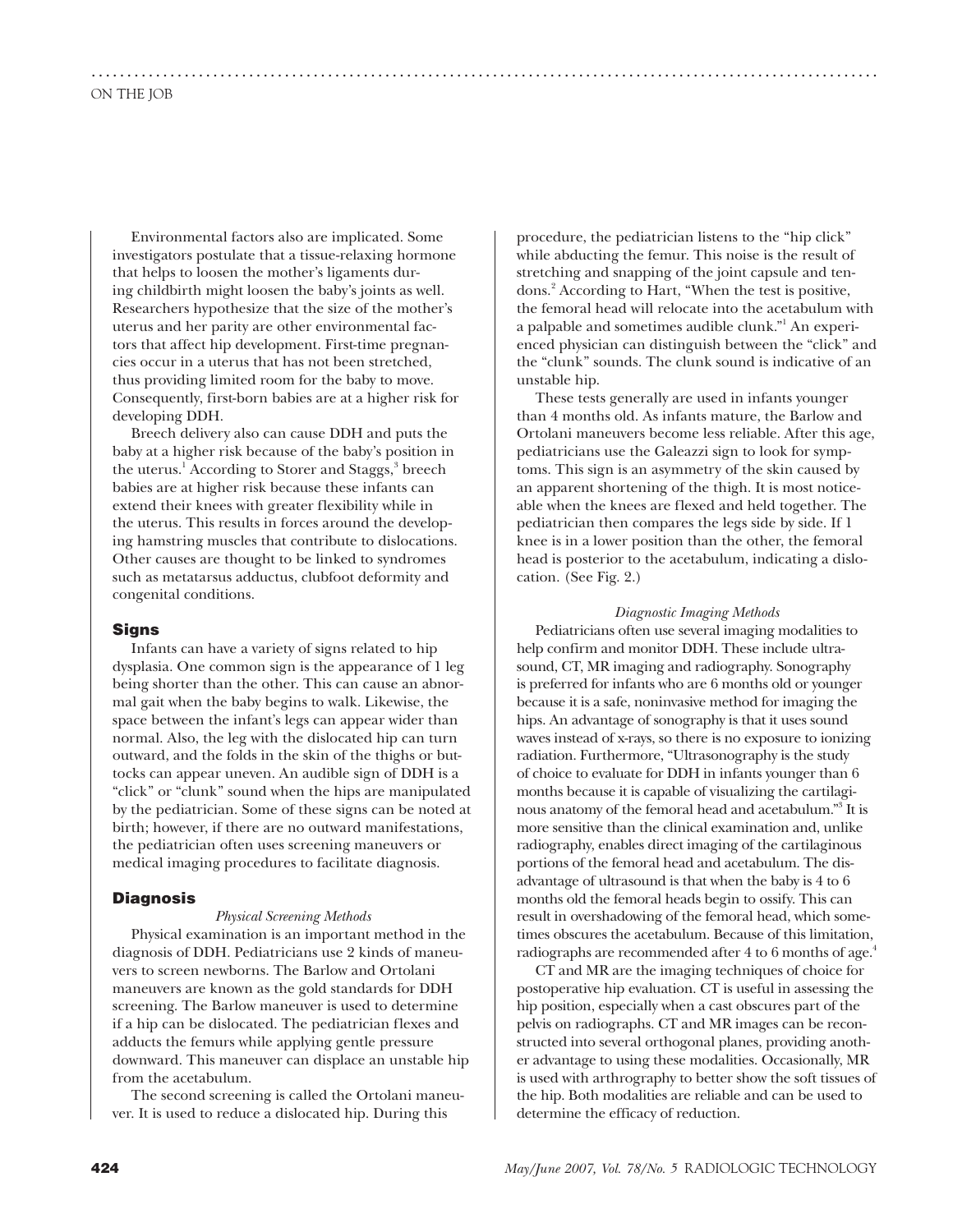Environmental factors also are implicated. Some investigators postulate that a tissue-relaxing hormone that helps to loosen the mother's ligaments during childbirth might loosen the baby's joints as well. Researchers hypothesize that the size of the mother's uterus and her parity are other environmental factors that affect hip development. First-time pregnancies occur in a uterus that has not been stretched, thus providing limited room for the baby to move. Consequently, first-born babies are at a higher risk for developing DDH.

Breech delivery also can cause DDH and puts the baby at a higher risk because of the baby's position in the uterus.[1] According to Storer and Staggs,[3] breech babies are at higher risk because these infants can extend their knees with greater flexibility while in the uterus. This results in forces around the developing hamstring muscles that contribute to dislocations. Other causes are thought to be linked to syndromes such as metatarsus adductus, clubfoot deformity and congenital conditions.

## Signs

Infants can have a variety of signs related to hip dysplasia. One common sign is the appearance of 1 leg being shorter than the other. This can cause an abnormal gait when the baby begins to walk. Likewise, the space between the infant's legs can appear wider than normal. Also, the leg with the dislocated hip can turn outward, and the folds in the skin of the thighs or buttocks can appear uneven. An audible sign of DDH is a "click" or "clunk" sound when the hips are manipulated by the pediatrician. Some of these signs can be noted at birth; however, if there are no outward manifestations, the pediatrician often uses screening maneuvers or medical imaging procedures to facilitate diagnosis.

## Diagnosis

### *Physical Screening Methods*

Physical examination is an important method in the diagnosis of DDH. Pediatricians use 2 kinds of maneuvers to screen newborns. The Barlow and Ortolani maneuvers are known as the gold standards for DDH screening. The Barlow maneuver is used to determine if a hip can be dislocated. The pediatrician flexes and adducts the femurs while applying gentle pressure downward. This maneuver can displace an unstable hip from the acetabulum.

The second screening is called the Ortolani maneuver. It is used to reduce a dislocated hip. During this procedure, the pediatrician listens to the "hip click" while abducting the femur. This noise is the result of stretching and snapping of the joint capsule and tendons.[2] According to Hart, "When the test is positive, the femoral head will relocate into the acetabulum with a palpable and sometimes audible clunk."[1] An experienced physician can distinguish between the "click" and the "clunk" sounds. The clunk sound is indicative of an unstable hip.

These tests generally are used in infants younger than 4 months old. As infants mature, the Barlow and Ortolani maneuvers become less reliable. After this age, pediatricians use the Galeazzi sign to look for symptoms. This sign is an asymmetry of the skin caused by an apparent shortening of the thigh. It is most noticeable when the knees are flexed and held together. The pediatrician then compares the legs side by side. If 1 knee is in a lower position than the other, the femoral head is posterior to the acetabulum, indicating a dislocation. (See Fig. 2.)

### *Diagnostic Imaging Methods*

Pediatricians often use several imaging modalities to help confirm and monitor DDH. These include ultrasound, CT, MR imaging and radiography. Sonography is preferred for infants who are 6 months old or younger because it is a safe, noninvasive method for imaging the hips. An advantage of sonography is that it uses sound waves instead of x-rays, so there is no exposure to ionizing radiation. Furthermore, "Ultrasonography is the study of choice to evaluate for DDH in infants younger than 6 months because it is capable of visualizing the cartilaginous anatomy of the femoral head and acetabulum."[3] It is more sensitive than the clinical examination and, unlike radiography, enables direct imaging of the cartilaginous portions of the femoral head and acetabulum. The disadvantage of ultrasound is that when the baby is 4 to 6 months old the femoral heads begin to ossify. This can result in overshadowing of the femoral head, which sometimes obscures the acetabulum. Because of this limitation, radiographs are recommended after 4 to 6 months of age.[4]

CT and MR are the imaging techniques of choice for postoperative hip evaluation. CT is useful in assessing the hip position, especially when a cast obscures part of the pelvis on radiographs. CT and MR images can be reconstructed into several orthogonal planes, providing another advantage to using these modalities. Occasionally, MR is used with arthrography to better show the soft tissues of the hip. Both modalities are reliable and can be used to determine the efficacy of reduction.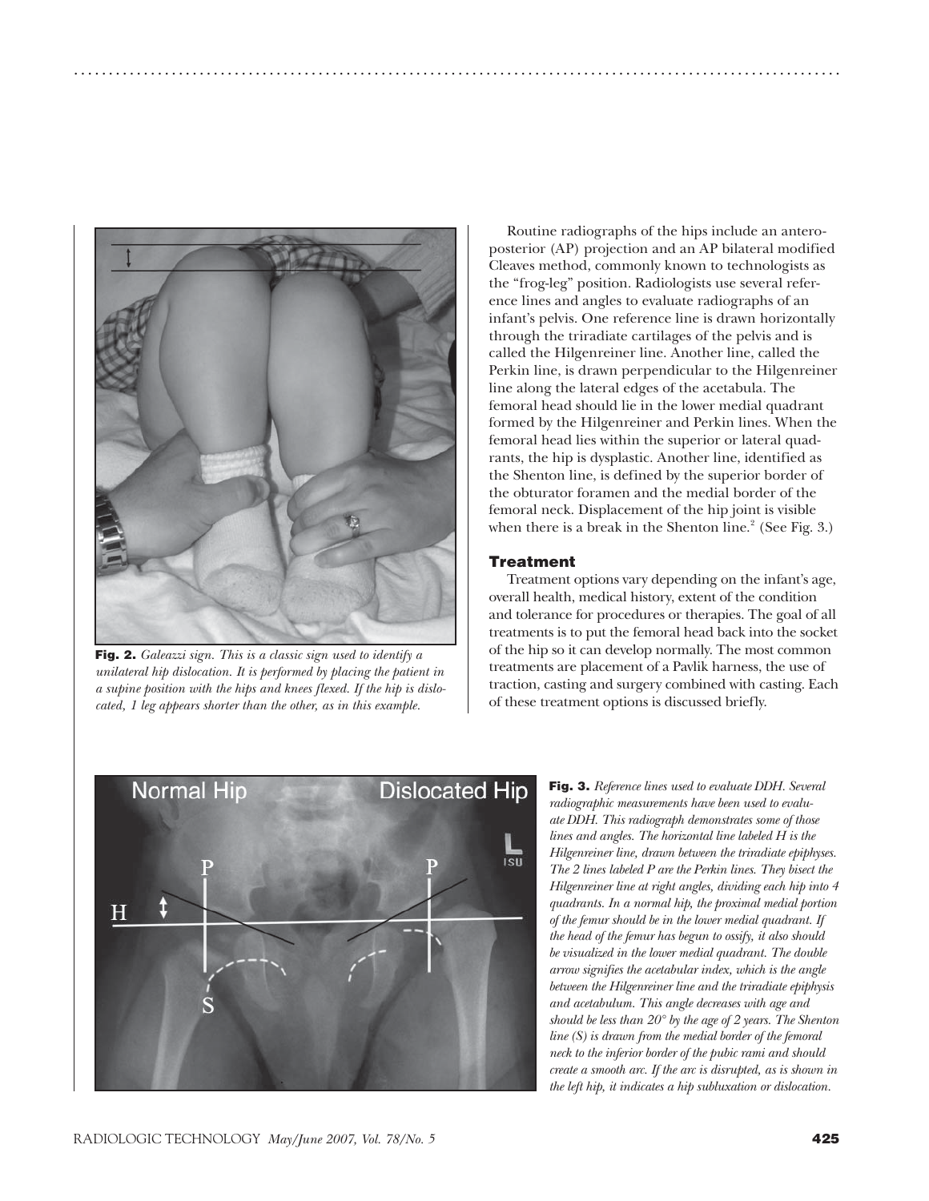**Fig. 2.** *Galeazzi sign. This is a classic sign used to identify a unilateral hip dislocation. It is performed by placing the patient in a supine position with the hips and knees flexed. If the hip is dislocated, 1 leg appears shorter than the other, as in this example.*

Routine radiographs of the hips include an anteroposterior (AP) projection and an AP bilateral modified Cleaves method, commonly known to technologists as the "frog-leg" position. Radiologists use several reference lines and angles to evaluate radiographs of an infant's pelvis. One reference line is drawn horizontally through the triradiate cartilages of the pelvis and is called the Hilgenreiner line. Another line, called the Perkin line, is drawn perpendicular to the Hilgenreiner line along the lateral edges of the acetabula. The femoral head should lie in the lower medial quadrant formed by the Hilgenreiner and Perkin lines. When the femoral head lies within the superior or lateral quadrants, the hip is dysplastic. Another line, identified as the Shenton line, is defined by the superior border of the obturator foramen and the medial border of the femoral neck. Displacement of the hip joint is visible when there is a break in the Shenton line.[2] (See Fig. 3.)

## Treatment

Treatment options vary depending on the infant's age, overall health, medical history, extent of the condition and tolerance for procedures or therapies. The goal of all treatments is to put the femoral head back into the socket of the hip so it can develop normally. The most common treatments are placement of a Pavlik harness, the use of traction, casting and surgery combined with casting. Each of these treatment options is discussed briefly.

**Fig. 3.** *Reference lines used to evaluate DDH. Several radiographic measurements have been used to evaluate DDH. This radiograph demonstrates some of those lines and angles. The horizontal line labeled H is the Hilgenreiner line, drawn between the triradiate epiphyses. The 2 lines labeled P are the Perkin lines. They bisect the Hilgenreiner line at right angles, dividing each hip into 4 quadrants. In a normal hip, the proximal medial portion of the femur should be in the lower medial quadrant. If the head of the femur has begun to ossify, it also should be visualized in the lower medial quadrant. The double arrow signifies the acetabular index, which is the angle between the Hilgenreiner line and the triradiate epiphysis and acetabulum. This angle decreases with age and should be less than 20° by the age of 2 years. The Shenton line (S) is drawn from the medial border of the femoral neck to the inferior border of the pubic rami and should create a smooth arc. If the arc is disrupted, as is shown in the left hip, it indicates a hip subluxation or dislocation.*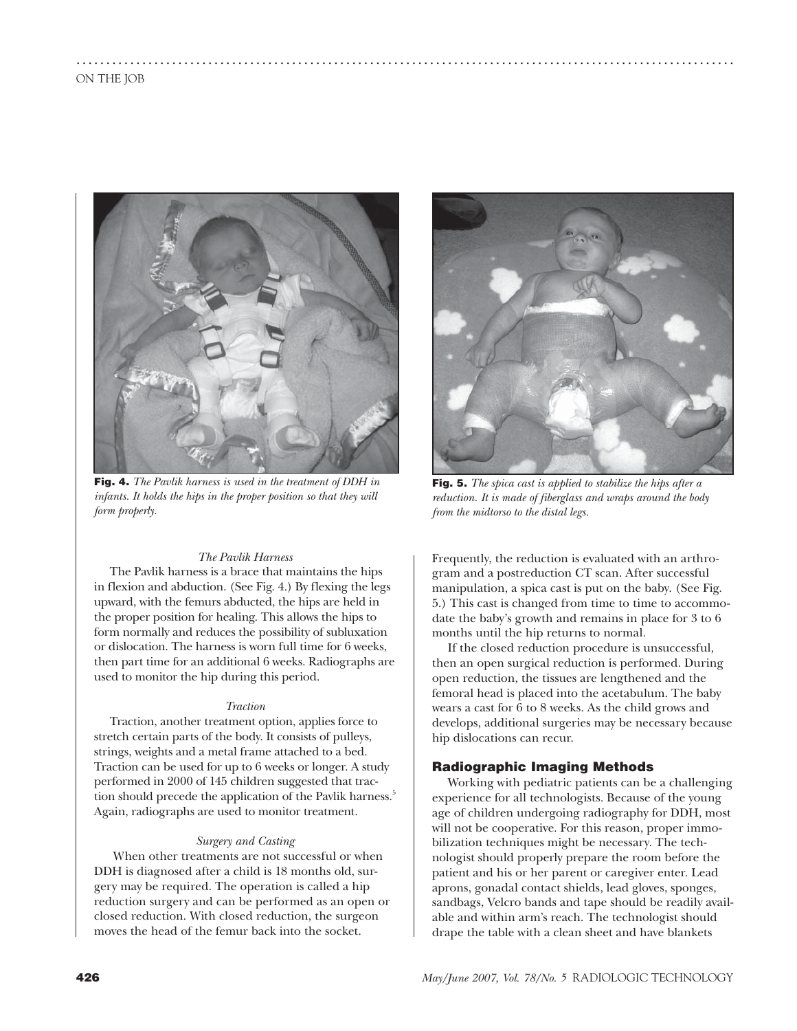**Fig. 4.** *The Pavlik harness is used in the treatment of DDH in infants. It holds the hips in the proper position so that they will form properly.*

**Fig. 5.** *The spica cast is applied to stabilize the hips after a reduction. It is made of fiberglass and wraps around the body from the midtorso to the distal legs.*

*The Pavlik Harness*

The Pavlik harness is a brace that maintains the hips in flexion and abduction. (See Fig. 4.) By flexing the legs upward, with the femurs abducted, the hips are held in the proper position for healing. This allows the hips to form normally and reduces the possibility of subluxation or dislocation. The harness is worn full time for 6 weeks, then part time for an additional 6 weeks. Radiographs are used to monitor the hip during this period.

*Traction*

Traction, another treatment option, applies force to stretch certain parts of the body. It consists of pulleys, strings, weights and a metal frame attached to a bed. Traction can be used for up to 6 weeks or longer. A study performed in 2000 of 145 children suggested that traction should precede the application of the Pavlik harness.[5] Again, radiographs are used to monitor treatment.

*Surgery and Casting*

When other treatments are not successful or when DDH is diagnosed after a child is 18 months old, surgery may be required. The operation is called a hip reduction surgery and can be performed as an open or closed reduction. With closed reduction, the surgeon moves the head of the femur back into the socket. Frequently, the reduction is evaluated with an arthrogram and a postreduction CT scan. After successful manipulation, a spica cast is put on the baby. (See Fig. 5.) This cast is changed from time to time to accommodate the baby's growth and remains in place for 3 to 6 months until the hip returns to normal.

If the closed reduction procedure is unsuccessful, then an open surgical reduction is performed. During open reduction, the tissues are lengthened and the femoral head is placed into the acetabulum. The baby wears a cast for 6 to 8 weeks. As the child grows and develops, additional surgeries may be necessary because hip dislocations can recur.

## Radiographic Imaging Methods

Working with pediatric patients can be a challenging experience for all technologists. Because of the young age of children undergoing radiography for DDH, most will not be cooperative. For this reason, proper immobilization techniques might be necessary. The technologist should properly prepare the room before the patient and his or her parent or caregiver enter. Lead aprons, gonadal contact shields, lead gloves, sponges, sandbags, Velcro bands and tape should be readily available and within arm's reach. The technologist should drape the table with a clean sheet and have blankets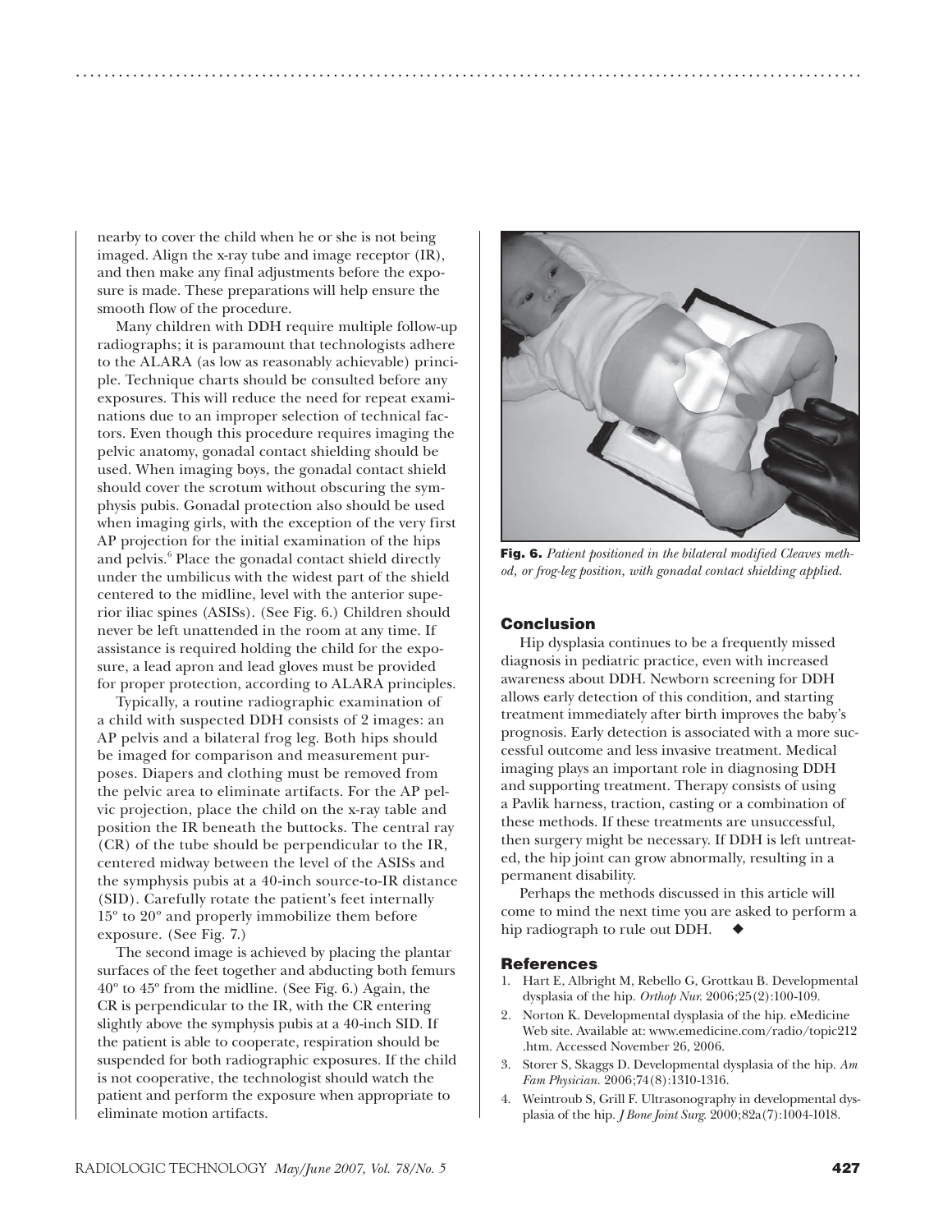nearby to cover the child when he or she is not being imaged. Align the x-ray tube and image receptor (IR), and then make any final adjustments before the exposure is made. These preparations will help ensure the smooth flow of the procedure.

Many children with DDH require multiple follow-up radiographs; it is paramount that technologists adhere to the ALARA (as low as reasonably achievable) principle. Technique charts should be consulted before any exposures. This will reduce the need for repeat examinations due to an improper selection of technical factors. Even though this procedure requires imaging the pelvic anatomy, gonadal contact shielding should be used. When imaging boys, the gonadal contact shield should cover the scrotum without obscuring the symphysis pubis. Gonadal protection also should be used when imaging girls, with the exception of the very first AP projection for the initial examination of the hips and pelvis.[6] Place the gonadal contact shield directly under the umbilicus with the widest part of the shield centered to the midline, level with the anterior superior iliac spines (ASISs). (See Fig. 6.) Children should never be left unattended in the room at any time. If assistance is required holding the child for the exposure, a lead apron and lead gloves must be provided for proper protection, according to ALARA principles.

Typically, a routine radiographic examination of a child with suspected DDH consists of 2 images: an AP pelvis and a bilateral frog leg. Both hips should be imaged for comparison and measurement purposes. Diapers and clothing must be removed from the pelvic area to eliminate artifacts. For the AP pelvic projection, place the child on the x-ray table and position the IR beneath the buttocks. The central ray (CR) of the tube should be perpendicular to the IR, centered midway between the level of the ASISs and the symphysis pubis at a 40-inch source-to-IR distance (SID). Carefully rotate the patient's feet internally 15° to 20° and properly immobilize them before exposure. (See Fig. 7.)

The second image is achieved by placing the plantar surfaces of the feet together and abducting both femurs 40° to 45° from the midline. (See Fig. 6.) Again, the CR is perpendicular to the IR, with the CR entering slightly above the symphysis pubis at a 40-inch SID. If the patient is able to cooperate, respiration should be suspended for both radiographic exposures. If the child is not cooperative, the technologist should watch the patient and perform the exposure when appropriate to eliminate motion artifacts.

**Fig. 6.** *Patient positioned in the bilateral modified Cleaves method, or frog-leg position, with gonadal contact shielding applied.*

## Conclusion

Hip dysplasia continues to be a frequently missed diagnosis in pediatric practice, even with increased awareness about DDH. Newborn screening for DDH allows early detection of this condition, and starting treatment immediately after birth improves the baby's prognosis. Early detection is associated with a more successful outcome and less invasive treatment. Medical imaging plays an important role in diagnosing DDH and supporting treatment. Therapy consists of using a Pavlik harness, traction, casting or a combination of these methods. If these treatments are unsuccessful, then surgery might be necessary. If DDH is left untreated, the hip joint can grow abnormally, resulting in a permanent disability.

Perhaps the methods discussed in this article will come to mind the next time you are asked to perform a hip radiograph to rule out DDH. ◆

## References

1. Hart E, Albright M, Rebello G, Grottkau B. Developmental dysplasia of the hip. *Orthop Nur.* 2006;25(2):100-109.
2. Norton K. Developmental dysplasia of the hip. eMedicine Web site. Available at: www.emedicine.com/radio/topic212.htm. Accessed November 26, 2006.
3. Storer S, Skaggs D. Developmental dysplasia of the hip. *Am Fam Physician.* 2006;74(8):1310-1316.
4. Weintroub S, Grill F. Ultrasonography in developmental dysplasia of the hip. *J Bone Joint Surg.* 2000;82a(7):1004-1018.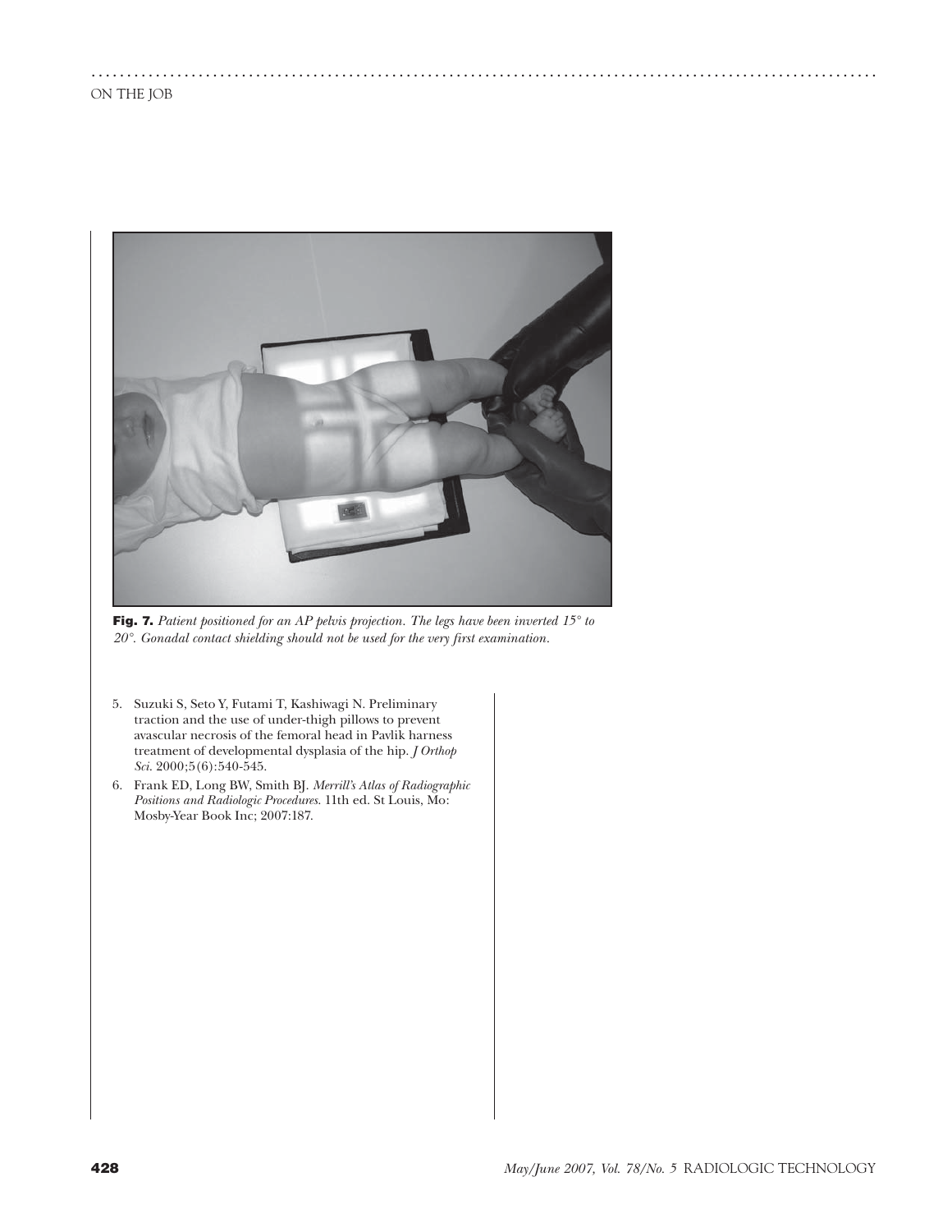**Fig. 7.** *Patient positioned for an AP pelvis projection. The legs have been inverted 15° to 20°. Gonadal contact shielding should not be used for the very first examination.*

5. Suzuki S, Seto Y, Futami T, Kashiwagi N. Preliminary traction and the use of under-thigh pillows to prevent avascular necrosis of the femoral head in Pavlik harness treatment of developmental dysplasia of the hip. *J Orthop Sci*. 2000;5(6):540-545.
6. Frank ED, Long BW, Smith BJ. *Merrill's Atlas of Radiographic Positions and Radiologic Procedures*. 11th ed. St Louis, Mo: Mosby-Year Book Inc; 2007:187.